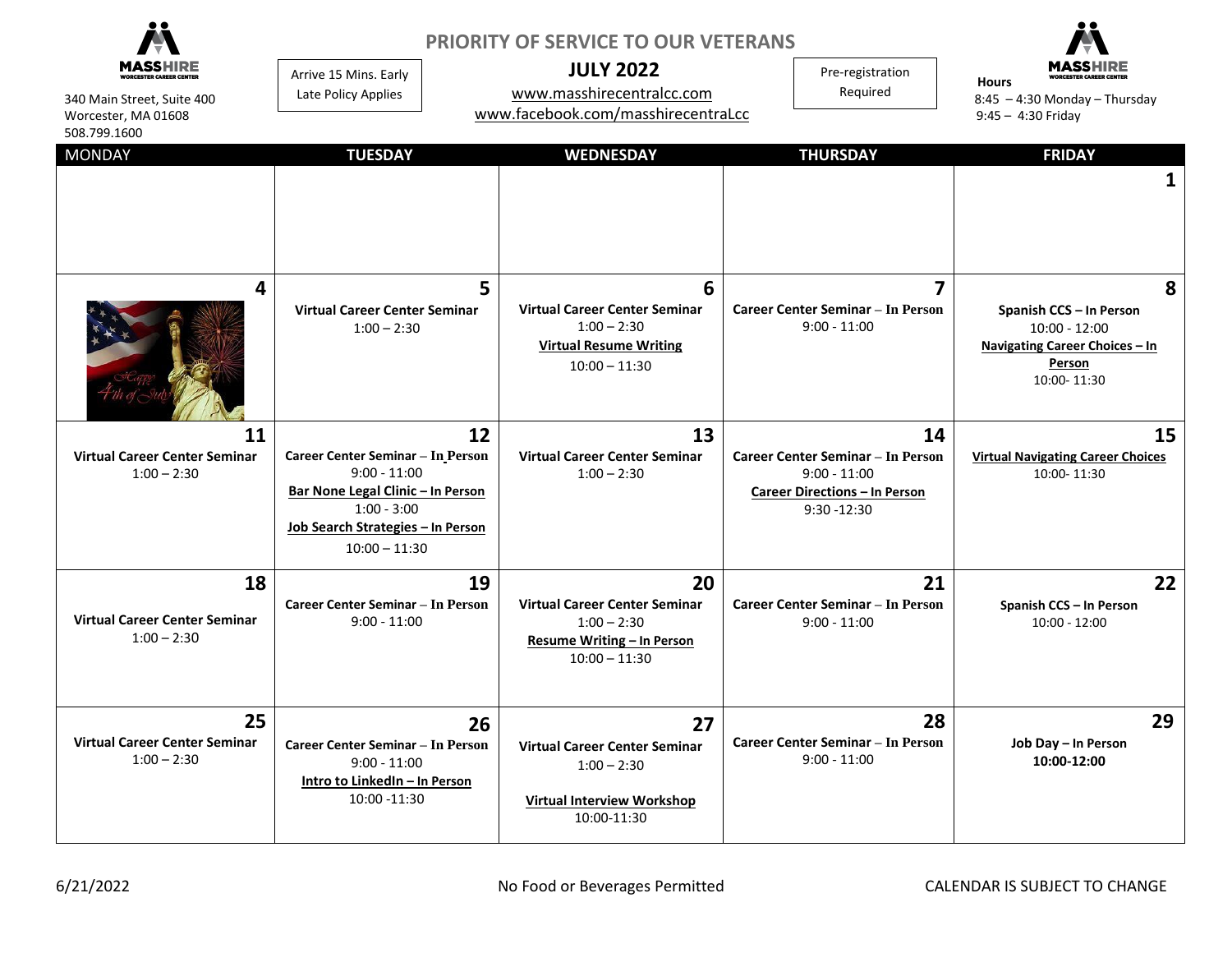MASSHIRE WORCESTER CAREER CENTER

340 Main Street, Suite 400
Worcester, MA 01608
508.799.1600

Arrive 15 Mins. Early
Late Policy Applies

## PRIORITY OF SERVICE TO OUR VETERANS

## JULY 2022

www.masshirecentralcc.com
www.facebook.com/masshirecentralcc

Pre-registration Required

**Hours**
8:45 – 4:30 Monday – Thursday
9:45 – 4:30 Friday

| MONDAY | TUESDAY | WEDNESDAY | THURSDAY | FRIDAY |
|---|---|---|---|---|
| | | | | **1** |
| **4** Happy 4th of July | **5** **Virtual Career Center Seminar** 1:00 – 2:30 | **6** **Virtual Career Center Seminar** 1:00 – 2:30 **Virtual Resume Writing** 10:00 – 11:30 | **7** **Career Center Seminar – In Person** 9:00 - 11:00 | **8** **Spanish CCS – In Person** 10:00 - 12:00 **Navigating Career Choices – In Person** 10:00- 11:30 |
| **11** **Virtual Career Center Seminar** 1:00 – 2:30 | **12** **Career Center Seminar – In Person** 9:00 - 11:00 **Bar None Legal Clinic – In Person** 1:00 - 3:00 **Job Search Strategies – In Person** 10:00 – 11:30 | **13** **Virtual Career Center Seminar** 1:00 – 2:30 | **14** **Career Center Seminar – In Person** 9:00 - 11:00 **Career Directions – In Person** 9:30 -12:30 | **15** **Virtual Navigating Career Choices** 10:00- 11:30 |
| **18** **Virtual Career Center Seminar** 1:00 – 2:30 | **19** **Career Center Seminar – In Person** 9:00 - 11:00 | **20** **Virtual Career Center Seminar** 1:00 – 2:30 **Resume Writing – In Person** 10:00 – 11:30 | **21** **Career Center Seminar – In Person** 9:00 - 11:00 | **22** **Spanish CCS – In Person** 10:00 - 12:00 |
| **25** **Virtual Career Center Seminar** 1:00 – 2:30 | **26** **Career Center Seminar – In Person** 9:00 - 11:00 **Intro to LinkedIn – In Person** 10:00 -11:30 | **27** **Virtual Career Center Seminar** 1:00 – 2:30 **Virtual Interview Workshop** 10:00-11:30 | **28** **Career Center Seminar – In Person** 9:00 - 11:00 | **29** **Job Day – In Person** **10:00-12:00** |

6/21/2022

No Food or Beverages Permitted

CALENDAR IS SUBJECT TO CHANGE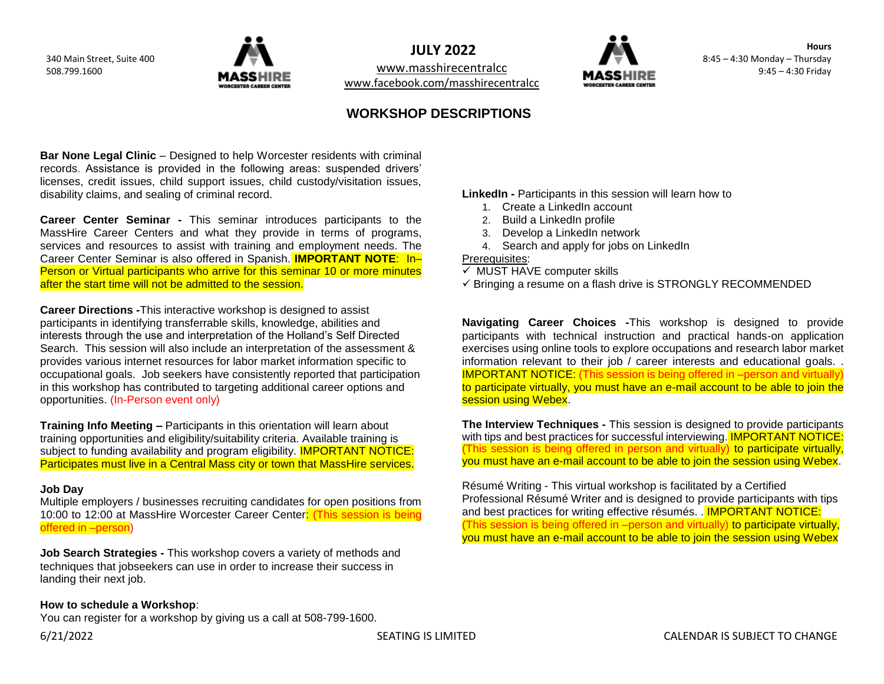340 Main Street, Suite 400
508.799.1600

**JULY 2022**

www.masshirecentralcc
www.facebook.com/masshirecentralcc

**Hours**
8:45 – 4:30 Monday – Thursday
9:45 – 4:30 Friday

## WORKSHOP DESCRIPTIONS

**Bar None Legal Clinic** – Designed to help Worcester residents with criminal records. Assistance is provided in the following areas: suspended drivers' licenses, credit issues, child support issues, child custody/visitation issues, disability claims, and sealing of criminal record.

**Career Center Seminar -** This seminar introduces participants to the MassHire Career Centers and what they provide in terms of programs, services and resources to assist with training and employment needs. The Career Center Seminar is also offered in Spanish. **IMPORTANT NOTE**: In–Person or Virtual participants who arrive for this seminar 10 or more minutes after the start time will not be admitted to the session.

**Career Directions -**This interactive workshop is designed to assist participants in identifying transferrable skills, knowledge, abilities and interests through the use and interpretation of the Holland's Self Directed Search. This session will also include an interpretation of the assessment & provides various internet resources for labor market information specific to occupational goals. Job seekers have consistently reported that participation in this workshop has contributed to targeting additional career options and opportunities. (In-Person event only)

**Training Info Meeting –** Participants in this orientation will learn about training opportunities and eligibility/suitability criteria. Available training is subject to funding availability and program eligibility. IMPORTANT NOTICE: Participates must live in a Central Mass city or town that MassHire services.

**Job Day**
Multiple employers / businesses recruiting candidates for open positions from 10:00 to 12:00 at MassHire Worcester Career Center: (This session is being offered in –person)

**Job Search Strategies -** This workshop covers a variety of methods and techniques that jobseekers can use in order to increase their success in landing their next job.

**How to schedule a Workshop**:
You can register for a workshop by giving us a call at 508-799-1600.

**LinkedIn -** Participants in this session will learn how to

1. Create a LinkedIn account
2. Build a LinkedIn profile
3. Develop a LinkedIn network
4. Search and apply for jobs on LinkedIn

Prerequisites:

- ✓ MUST HAVE computer skills
- ✓ Bringing a resume on a flash drive is STRONGLY RECOMMENDED

**Navigating Career Choices -**This workshop is designed to provide participants with technical instruction and practical hands-on application exercises using online tools to explore occupations and research labor market information relevant to their job / career interests and educational goals. . IMPORTANT NOTICE: (This session is being offered in –person and virtually) to participate virtually, you must have an e-mail account to be able to join the session using Webex.

**The Interview Techniques -** This session is designed to provide participants with tips and best practices for successful interviewing. IMPORTANT NOTICE: (This session is being offered in person and virtually) to participate virtually, you must have an e-mail account to be able to join the session using Webex.

Résumé Writing - This virtual workshop is facilitated by a Certified Professional Résumé Writer and is designed to provide participants with tips and best practices for writing effective résumés. . IMPORTANT NOTICE: (This session is being offered in –person and virtually) to participate virtually, you must have an e-mail account to be able to join the session using Webex

6/21/2022 SEATING IS LIMITED CALENDAR IS SUBJECT TO CHANGE